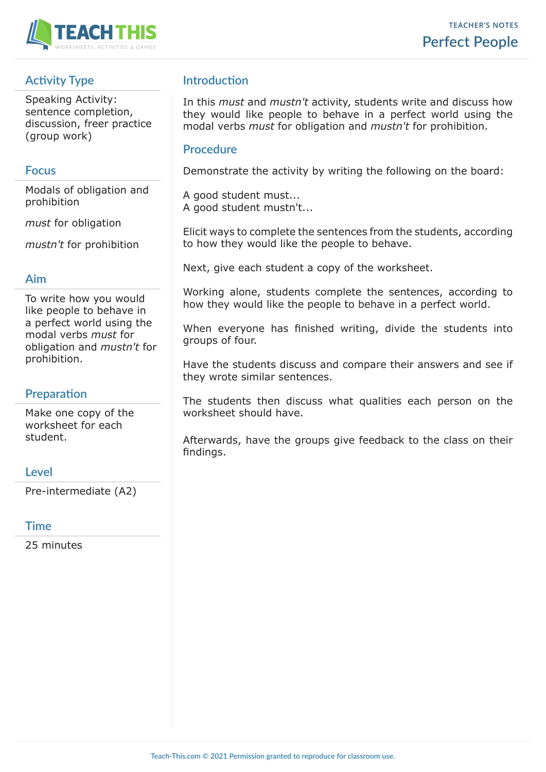TEACHER'S NOTES

# Perfect People

## Activity Type

Speaking Activity: sentence completion, discussion, freer practice (group work)

## Focus

Modals of obligation and prohibition

*must* for obligation

*mustn't* for prohibition

## Aim

To write how you would like people to behave in a perfect world using the modal verbs *must* for obligation and *mustn't* for prohibition.

## Preparation

Make one copy of the worksheet for each student.

## Level

Pre-intermediate (A2)

## Time

25 minutes

## Introduction

In this *must* and *mustn't* activity, students write and discuss how they would like people to behave in a perfect world using the modal verbs *must* for obligation and *mustn't* for prohibition.

## Procedure

Demonstrate the activity by writing the following on the board:

A good student must...
A good student mustn't...

Elicit ways to complete the sentences from the students, according to how they would like the people to behave.

Next, give each student a copy of the worksheet.

Working alone, students complete the sentences, according to how they would like the people to behave in a perfect world.

When everyone has finished writing, divide the students into groups of four.

Have the students discuss and compare their answers and see if they wrote similar sentences.

The students then discuss what qualities each person on the worksheet should have.

Afterwards, have the groups give feedback to the class on their findings.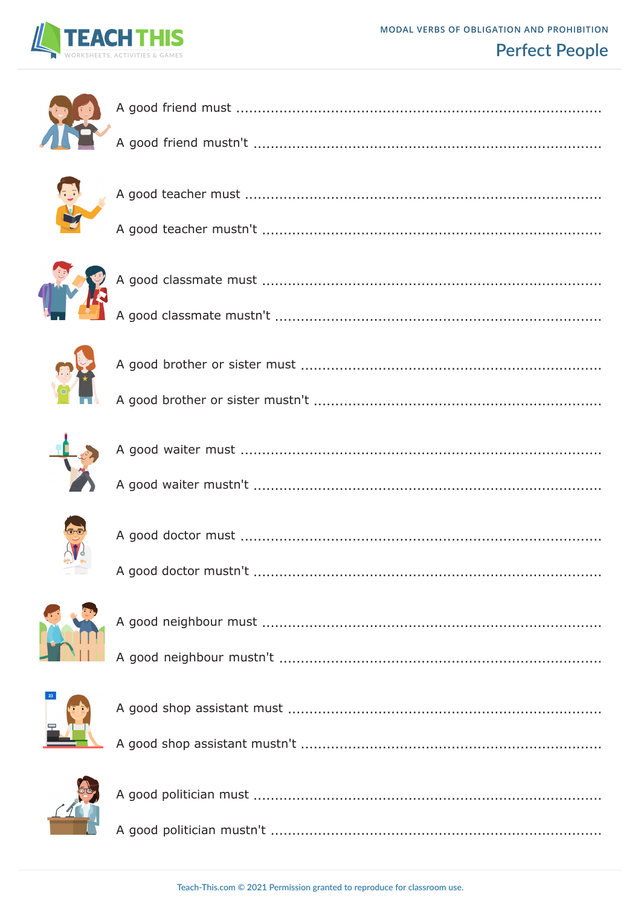# Perfect People

A good friend must ..............................................................................

A good friend mustn't ..........................................................................

A good teacher must ............................................................................

A good teacher mustn't ........................................................................

A good classmate must ........................................................................

A good classmate mustn't ....................................................................

A good brother or sister must ..............................................................

A good brother or sister mustn't ..........................................................

A good waiter must ..............................................................................

A good waiter mustn't ..........................................................................

A good doctor must ..............................................................................

A good doctor mustn't ..........................................................................

A good neighbour must ........................................................................

A good neighbour mustn't ....................................................................

A good shop assistant must ..................................................................

A good shop assistant mustn't ..............................................................

A good politician must ..........................................................................

A good politician mustn't ......................................................................